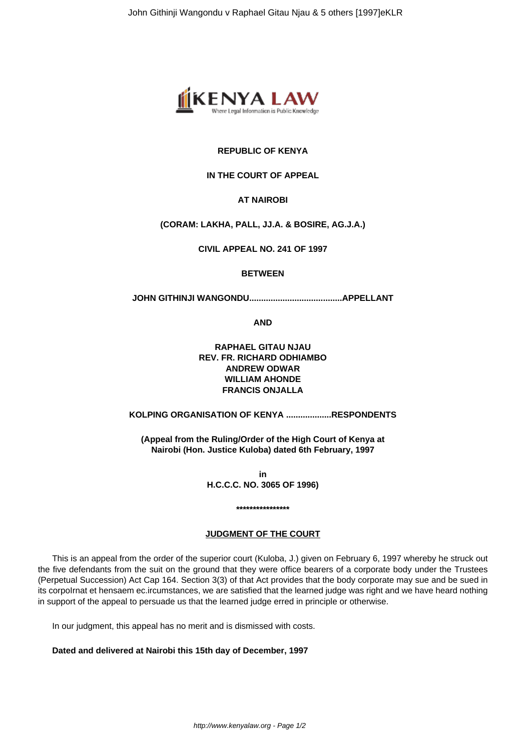**REPUBLIC OF KENYA**

**IN THE COURT OF APPEAL**

**AT NAIROBI**

**(CORAM: LAKHA, PALL, JJ.A. & BOSIRE, AG.J.A.)**

**CIVIL APPEAL NO. 241 OF 1997**

**BETWEEN**

**JOHN GITHINJI WANGONDU.......................................APPELLANT**

**AND**

**RAPHAEL GITAU NJAU**
**REV. FR. RICHARD ODHIAMBO**
**ANDREW ODWAR**
**WILLIAM AHONDE**
**FRANCIS ONJALLA**

**KOLPING ORGANISATION OF KENYA ...................RESPONDENTS**

**(Appeal from the Ruling/Order of the High Court of Kenya at Nairobi (Hon. Justice Kuloba) dated 6th February, 1997**

**in**
**H.C.C.C. NO. 3065 OF 1996)**

**\*\*\*\*\*\*\*\*\*\*\*\*\*\*\*\***

**JUDGMENT OF THE COURT**

This is an appeal from the order of the superior court (Kuloba, J.) given on February 6, 1997 whereby he struck out the five defendants from the suit on the ground that they were office bearers of a corporate body under the Trustees (Perpetual Succession) Act Cap 164. Section 3(3) of that Act provides that the body corporate may sue and be sued in its corpolrnat et hensaem ec.ircumstances, we are satisfied that the learned judge was right and we have heard nothing in support of the appeal to persuade us that the learned judge erred in principle or otherwise.

In our judgment, this appeal has no merit and is dismissed with costs.

**Dated and delivered at Nairobi this 15th day of December, 1997**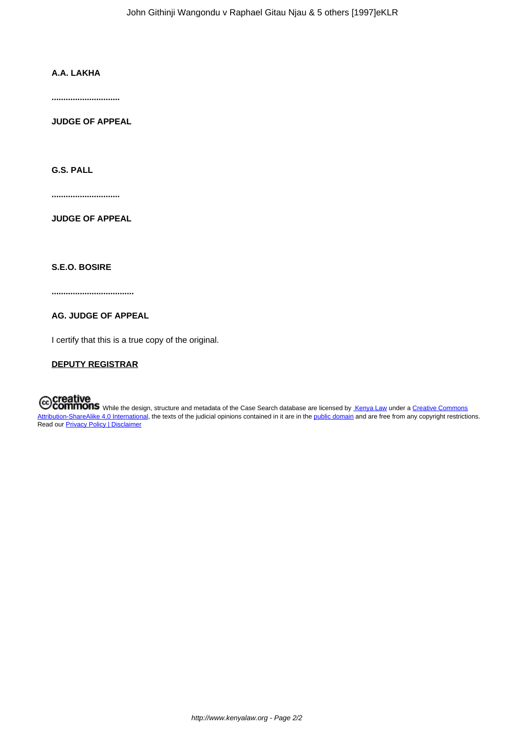**A.A. LAKHA**

**............................**

**JUDGE OF APPEAL**

**G.S. PALL**

**............................**

**JUDGE OF APPEAL**

**S.E.O. BOSIRE**

**..................................**

**AG. JUDGE OF APPEAL**

I certify that this is a true copy of the original.

**DEPUTY REGISTRAR**

While the design, structure and metadata of the Case Search database are licensed by Kenya Law under a Creative Commons Attribution-ShareAlike 4.0 International, the texts of the judicial opinions contained in it are in the public domain and are free from any copyright restrictions. Read our Privacy Policy | Disclaimer